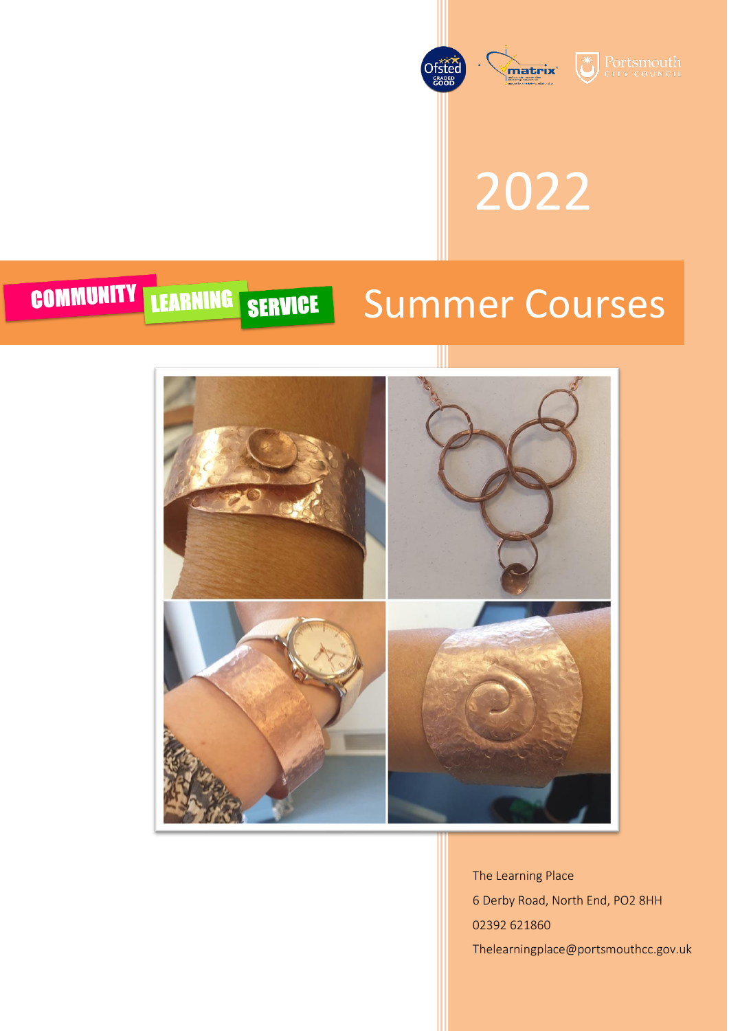# 2022

**COMMUNITY LEARNING SERVICE**

# Summer Courses

The Learning Place
6 Derby Road, North End, PO2 8HH
02392 621860
Thelearningplace@portsmouthcc.gov.uk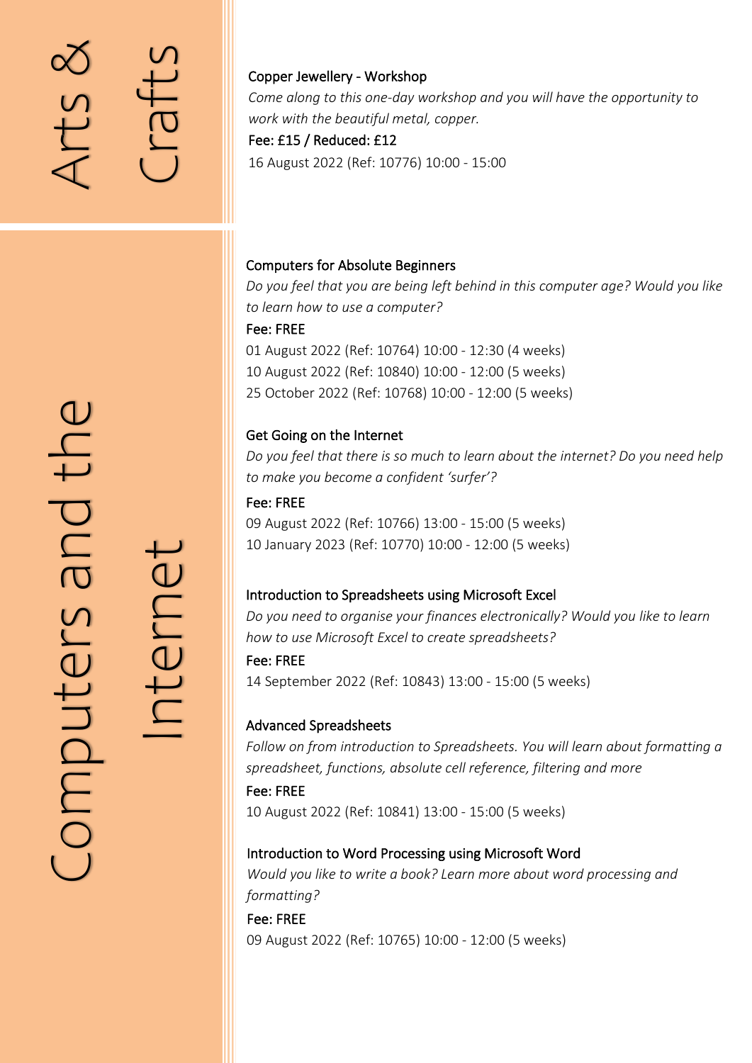## Arts & Crafts

### Copper Jewellery - Workshop

*Come along to this one-day workshop and you will have the opportunity to work with the beautiful metal, copper.*

Fee: £15 / Reduced: £12

16 August 2022 (Ref: 10776) 10:00 - 15:00

## Computers and the Internet

### Computers for Absolute Beginners

*Do you feel that you are being left behind in this computer age? Would you like to learn how to use a computer?*

Fee: FREE

01 August 2022 (Ref: 10764) 10:00 - 12:30 (4 weeks)
10 August 2022 (Ref: 10840) 10:00 - 12:00 (5 weeks)
25 October 2022 (Ref: 10768) 10:00 - 12:00 (5 weeks)

### Get Going on the Internet

*Do you feel that there is so much to learn about the internet? Do you need help to make you become a confident 'surfer'?*

Fee: FREE

09 August 2022 (Ref: 10766) 13:00 - 15:00 (5 weeks)
10 January 2023 (Ref: 10770) 10:00 - 12:00 (5 weeks)

### Introduction to Spreadsheets using Microsoft Excel

*Do you need to organise your finances electronically? Would you like to learn how to use Microsoft Excel to create spreadsheets?*

Fee: FREE

14 September 2022 (Ref: 10843) 13:00 - 15:00 (5 weeks)

### Advanced Spreadsheets

*Follow on from introduction to Spreadsheets. You will learn about formatting a spreadsheet, functions, absolute cell reference, filtering and more*

Fee: FREE

10 August 2022 (Ref: 10841) 13:00 - 15:00 (5 weeks)

### Introduction to Word Processing using Microsoft Word

*Would you like to write a book? Learn more about word processing and formatting?*

Fee: FREE

09 August 2022 (Ref: 10765) 10:00 - 12:00 (5 weeks)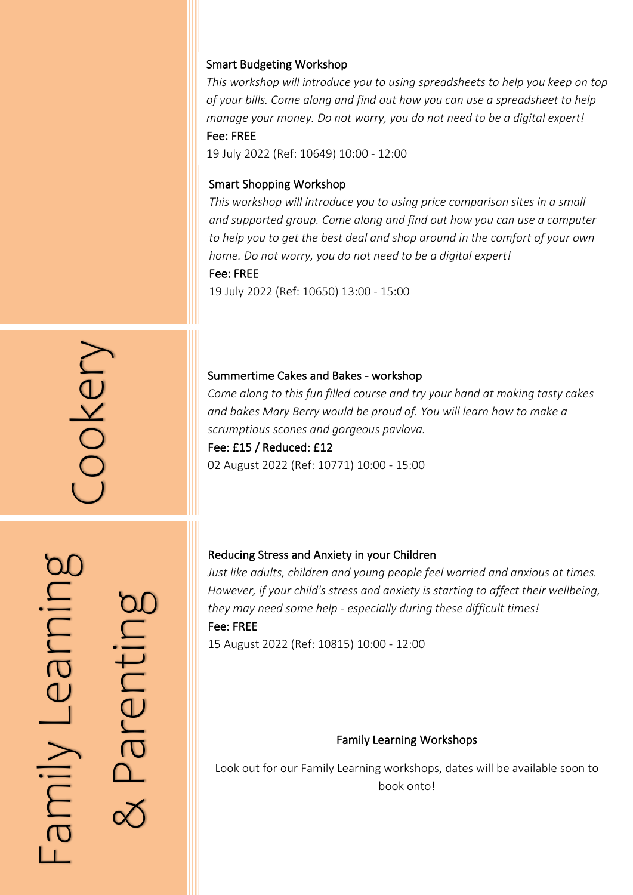### Smart Budgeting Workshop

*This workshop will introduce you to using spreadsheets to help you keep on top of your bills. Come along and find out how you can use a spreadsheet to help manage your money. Do not worry, you do not need to be a digital expert!*

Fee: FREE

19 July 2022 (Ref: 10649) 10:00 - 12:00

### Smart Shopping Workshop

*This workshop will introduce you to using price comparison sites in a small and supported group. Come along and find out how you can use a computer to help you to get the best deal and shop around in the comfort of your own home. Do not worry, you do not need to be a digital expert!*

Fee: FREE

19 July 2022 (Ref: 10650) 13:00 - 15:00

## Cookery

### Summertime Cakes and Bakes - workshop

*Come along to this fun filled course and try your hand at making tasty cakes and bakes Mary Berry would be proud of. You will learn how to make a scrumptious scones and gorgeous pavlova.*

Fee: £15 / Reduced: £12

02 August 2022 (Ref: 10771) 10:00 - 15:00

## Family Learning & Parenting

### Reducing Stress and Anxiety in your Children

*Just like adults, children and young people feel worried and anxious at times. However, if your child's stress and anxiety is starting to affect their wellbeing, they may need some help - especially during these difficult times!*

Fee: FREE

15 August 2022 (Ref: 10815) 10:00 - 12:00

### Family Learning Workshops

Look out for our Family Learning workshops, dates will be available soon to book onto!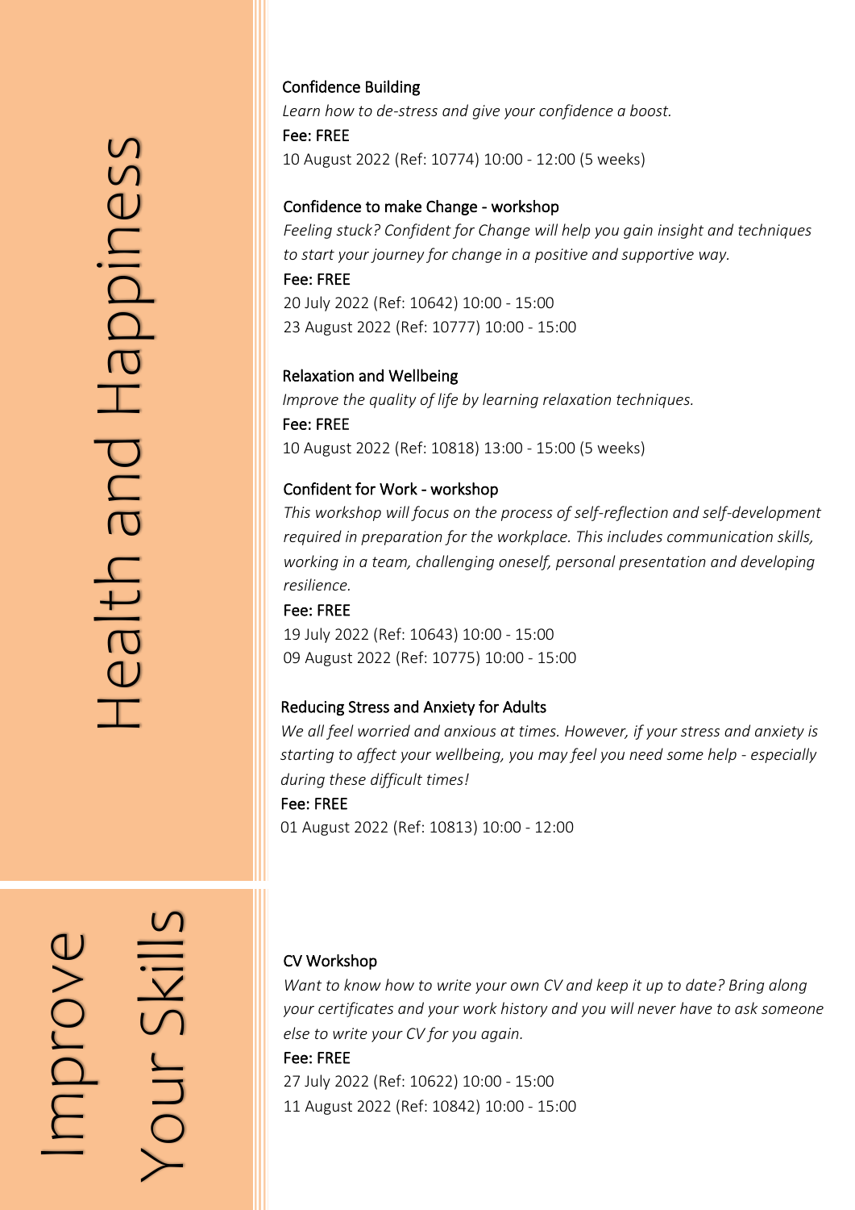# Health and Happiness

### Confidence Building

*Learn how to de-stress and give your confidence a boost.*

Fee: FREE

10 August 2022 (Ref: 10774) 10:00 - 12:00 (5 weeks)

### Confidence to make Change - workshop

*Feeling stuck? Confident for Change will help you gain insight and techniques to start your journey for change in a positive and supportive way.*

Fee: FREE

20 July 2022 (Ref: 10642) 10:00 - 15:00
23 August 2022 (Ref: 10777) 10:00 - 15:00

### Relaxation and Wellbeing

*Improve the quality of life by learning relaxation techniques.*

Fee: FREE

10 August 2022 (Ref: 10818) 13:00 - 15:00 (5 weeks)

### Confident for Work - workshop

*This workshop will focus on the process of self-reflection and self-development required in preparation for the workplace. This includes communication skills, working in a team, challenging oneself, personal presentation and developing resilience.*

Fee: FREE

19 July 2022 (Ref: 10643) 10:00 - 15:00
09 August 2022 (Ref: 10775) 10:00 - 15:00

### Reducing Stress and Anxiety for Adults

*We all feel worried and anxious at times. However, if your stress and anxiety is starting to affect your wellbeing, you may feel you need some help - especially during these difficult times!*

Fee: FREE

01 August 2022 (Ref: 10813) 10:00 - 12:00

# Improve Your Skills

### CV Workshop

*Want to know how to write your own CV and keep it up to date? Bring along your certificates and your work history and you will never have to ask someone else to write your CV for you again.*

Fee: FREE

27 July 2022 (Ref: 10622) 10:00 - 15:00
11 August 2022 (Ref: 10842) 10:00 - 15:00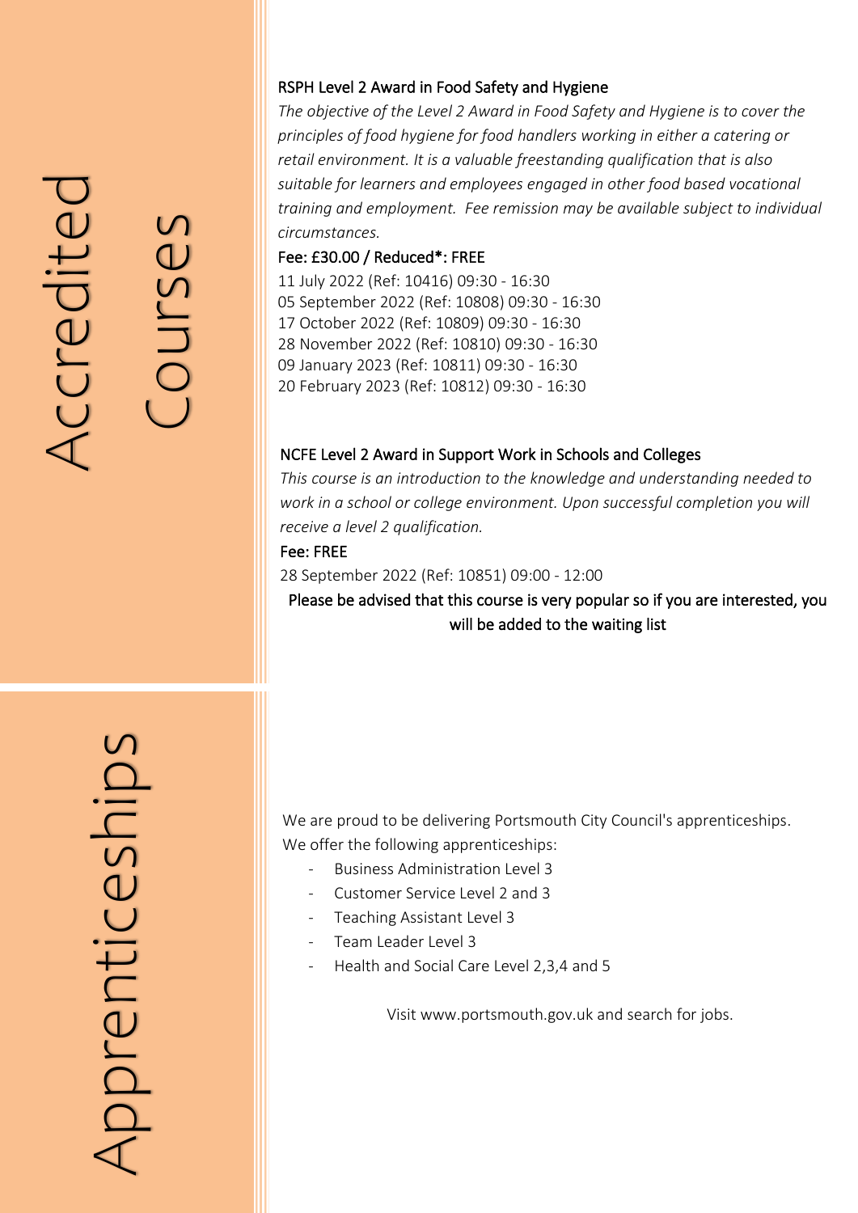# Accredited Courses

### RSPH Level 2 Award in Food Safety and Hygiene

*The objective of the Level 2 Award in Food Safety and Hygiene is to cover the principles of food hygiene for food handlers working in either a catering or retail environment. It is a valuable freestanding qualification that is also suitable for learners and employees engaged in other food based vocational training and employment. Fee remission may be available subject to individual circumstances.*

Fee: £30.00 / Reduced*: FREE

11 July 2022 (Ref: 10416) 09:30 - 16:30
05 September 2022 (Ref: 10808) 09:30 - 16:30
17 October 2022 (Ref: 10809) 09:30 - 16:30
28 November 2022 (Ref: 10810) 09:30 - 16:30
09 January 2023 (Ref: 10811) 09:30 - 16:30
20 February 2023 (Ref: 10812) 09:30 - 16:30

### NCFE Level 2 Award in Support Work in Schools and Colleges

*This course is an introduction to the knowledge and understanding needed to work in a school or college environment. Upon successful completion you will receive a level 2 qualification.*

Fee: FREE

28 September 2022 (Ref: 10851) 09:00 - 12:00

Please be advised that this course is very popular so if you are interested, you will be added to the waiting list

# Apprenticeships

We are proud to be delivering Portsmouth City Council's apprenticeships.
We offer the following apprenticeships:

- Business Administration Level 3
- Customer Service Level 2 and 3
- Teaching Assistant Level 3
- Team Leader Level 3
- Health and Social Care Level 2,3,4 and 5

Visit www.portsmouth.gov.uk and search for jobs.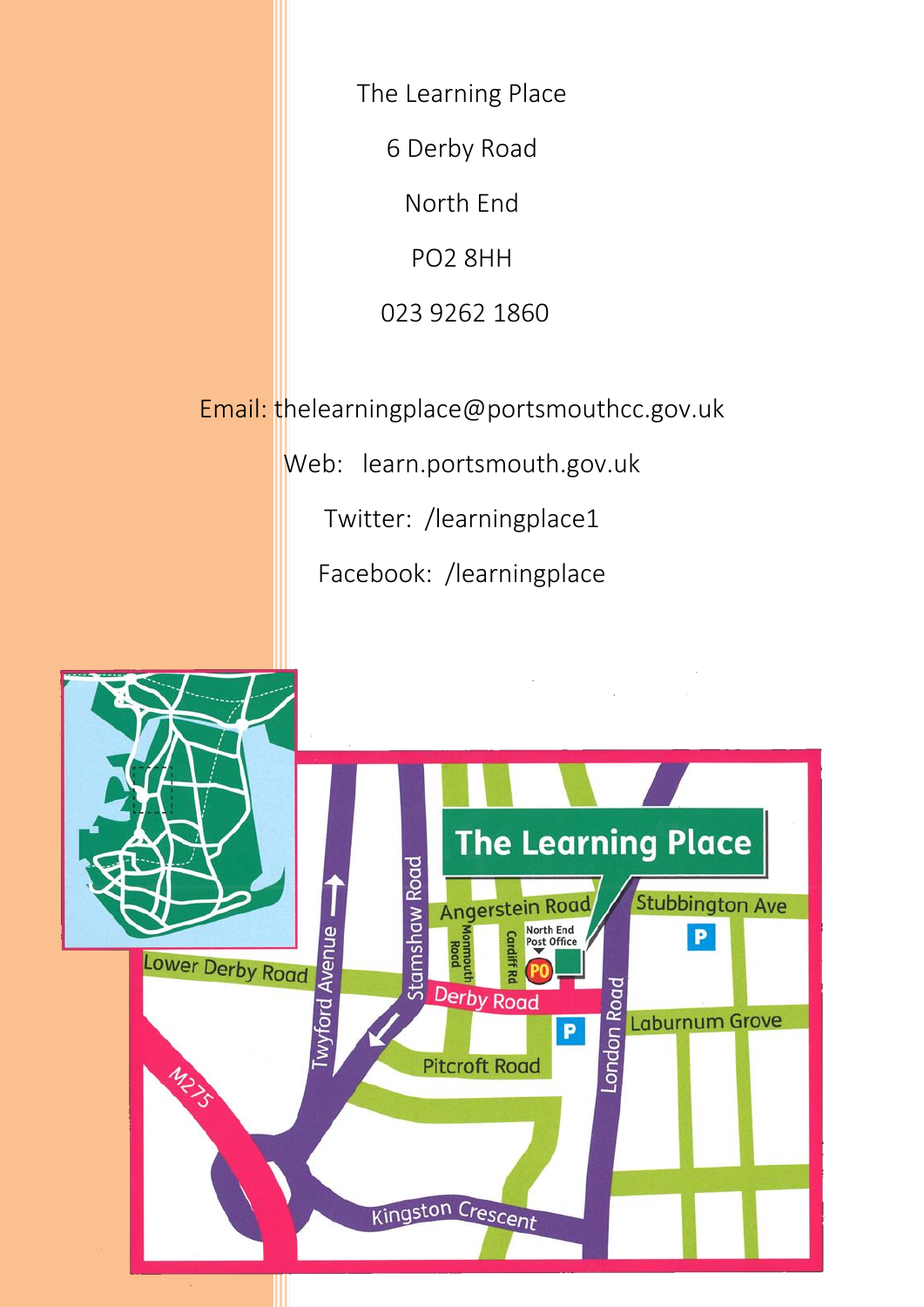The Learning Place

6 Derby Road

North End

PO2 8HH

023 9262 1860

Email: thelearningplace@portsmouthcc.gov.uk

Web: learn.portsmouth.gov.uk

Twitter: /learningplace1

Facebook: /learningplace

The Learning Place

Angerstein Road
Stubbington Ave
North End Post Office
PO
P
Monmouth Road
Cardiff Rd
Stamshaw Road
Twyford Avenue
Lower Derby Road
Derby Road
London Road
Laburnum Grove
Pitcroft Road
M275
Kingston Crescent